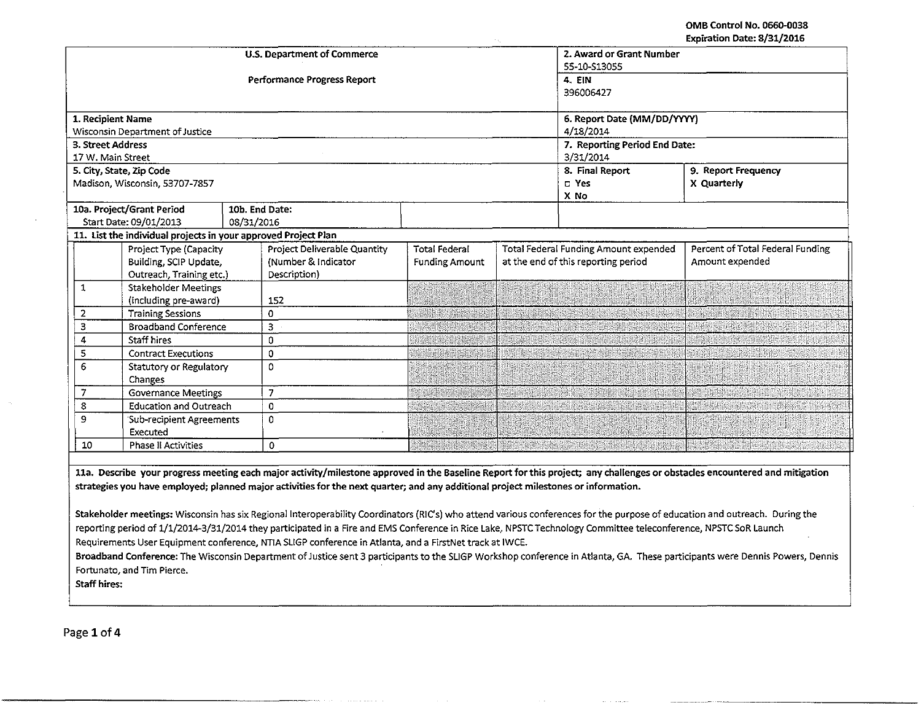OMB Control No. 0660-0038
Expiration Date: 8/31/2016

| U.S. Department of Commerce<br>Performance Progress Report | | 2. Award or Grant Number<br>55-10-S13055<br>4. EIN<br>396006427 | |
|---|---|---|---|
| **1. Recipient Name**<br>Wisconsin Department of Justice | | **6. Report Date (MM/DD/YYYY)**<br>4/18/2014 | |
| **3. Street Address**<br>17 W. Main Street | | **7. Reporting Period End Date:**<br>3/31/2014 | |
| **5. City, State, Zip Code**<br>Madison, Wisconsin, 53707-7857 | | **8. Final Report**<br>□ Yes<br>X No | **9. Report Frequency**<br>X Quarterly |
| **10a. Project/Grant Period**<br>Start Date: 09/01/2013 | **10b. End Date:**<br>08/31/2016 | | |

**11. List the individual projects in your approved Project Plan**

| | Project Type (Capacity Building, SCIP Update, Outreach, Training etc.) | Project Deliverable Quantity (Number & Indicator Description) | Total Federal Funding Amount | Total Federal Funding Amount expended at the end of this reporting period | Percent of Total Federal Funding Amount expended |
|---|---|---|---|---|---|
| 1 | Stakeholder Meetings (including pre-award) | 152 | | | |
| 2 | Training Sessions | 0 | | | |
| 3 | Broadband Conference | 3 | | | |
| 4 | Staff hires | 0 | | | |
| 5 | Contract Executions | 0 | | | |
| 6 | Statutory or Regulatory Changes | 0 | | | |
| 7 | Governance Meetings | 7 | | | |
| 8 | Education and Outreach | 0 | | | |
| 9 | Sub-recipient Agreements Executed | 0 | | | |
| 10 | Phase II Activities | 0 | | | |

**11a. Describe your progress meeting each major activity/milestone approved in the Baseline Report for this project; any challenges or obstacles encountered and mitigation strategies you have employed; planned major activities for the next quarter; and any additional project milestones or information.**

**Stakeholder meetings:** Wisconsin has six Regional Interoperability Coordinators (RIC's) who attend various conferences for the purpose of education and outreach. During the reporting period of 1/1/2014-3/31/2014 they participated in a Fire and EMS Conference in Rice Lake, NPSTC Technology Committee teleconference, NPSTC SoR Launch Requirements User Equipment conference, NTIA SLIGP conference in Atlanta, and a FirstNet track at IWCE.

**Broadband Conference:** The Wisconsin Department of Justice sent 3 participants to the SLIGP Workshop conference in Atlanta, GA. These participants were Dennis Powers, Dennis Fortunato, and Tim Pierce.

**Staff hires:**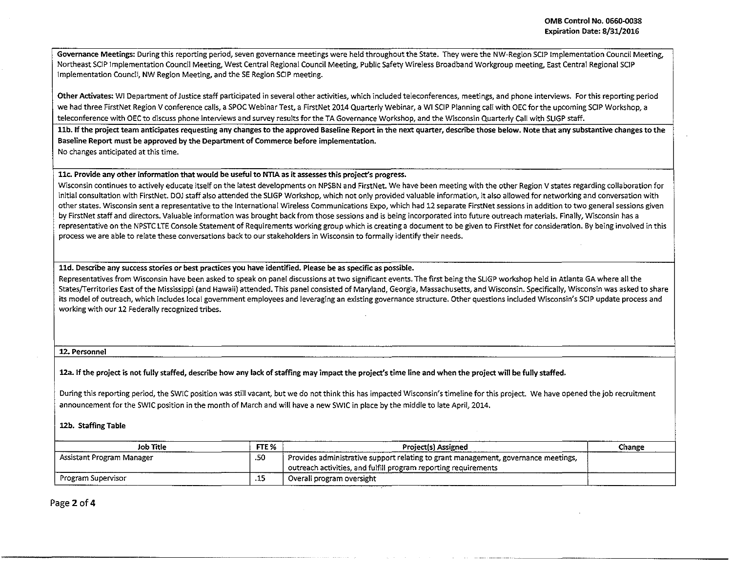**Governance Meetings:** During this reporting period, seven governance meetings were held throughout the State. They were the NW-Region SCIP Implementation Council Meeting, Northeast SCIP Implementation Council Meeting, West Central Regional Council Meeting, Public Safety Wireless Broadband Workgroup meeting, East Central Regional SCIP Implementation Council, NW Region Meeting, and the SE Region SCIP meeting.

**Other Activates:** WI Department of Justice staff participated in several other activities, which included teleconferences, meetings, and phone interviews. For this reporting period we had three FirstNet Region V conference calls, a SPOC Webinar Test, a FirstNet 2014 Quarterly Webinar, a WI SCIP Planning call with OEC for the upcoming SCIP Workshop, a teleconference with OEC to discuss phone interviews and survey results for the TA Governance Workshop, and the Wisconsin Quarterly Call with SLIGP staff.

**11b. If the project team anticipates requesting any changes to the approved Baseline Report in the next quarter, describe those below. Note that any substantive changes to the Baseline Report must be approved by the Department of Commerce before implementation.**

No changes anticipated at this time.

**11c. Provide any other information that would be useful to NTIA as it assesses this project's progress.**

Wisconsin continues to actively educate itself on the latest developments on NPSBN and FirstNet. We have been meeting with the other Region V states regarding collaboration for initial consultation with FirstNet. DOJ staff also attended the SLIGP Workshop, which not only provided valuable information, it also allowed for networking and conversation with other states. Wisconsin sent a representative to the International Wireless Communications Expo, which had 12 separate FirstNet sessions in addition to two general sessions given by FirstNet staff and directors. Valuable information was brought back from those sessions and is being incorporated into future outreach materials. Finally, Wisconsin has a representative on the NPSTC LTE Console Statement of Requirements working group which is creating a document to be given to FirstNet for consideration. By being involved in this process we are able to relate these conversations back to our stakeholders in Wisconsin to formally identify their needs.

**11d. Describe any success stories or best practices you have identified. Please be as specific as possible.**

Representatives from Wisconsin have been asked to speak on panel discussions at two significant events. The first being the SLIGP workshop held in Atlanta GA where all the States/Territories East of the Mississippi (and Hawaii) attended. This panel consisted of Maryland, Georgia, Massachusetts, and Wisconsin. Specifically, Wisconsin was asked to share its model of outreach, which includes local government employees and leveraging an existing governance structure. Other questions included Wisconsin's SCIP update process and working with our 12 Federally recognized tribes.

**12. Personnel**

**12a. If the project is not fully staffed, describe how any lack of staffing may impact the project's time line and when the project will be fully staffed.**

During this reporting period, the SWIC position was still vacant, but we do not think this has impacted Wisconsin's timeline for this project. We have opened the job recruitment announcement for the SWIC position in the month of March and will have a new SWIC in place by the middle to late April, 2014.

**12b. Staffing Table**

| Job Title | FTE % | Project(s) Assigned | Change |
|---|---|---|---|
| Assistant Program Manager | .50 | Provides administrative support relating to grant management, governance meetings, outreach activities, and fulfill program reporting requirements | |
| Program Supervisor | .15 | Overall program oversight | |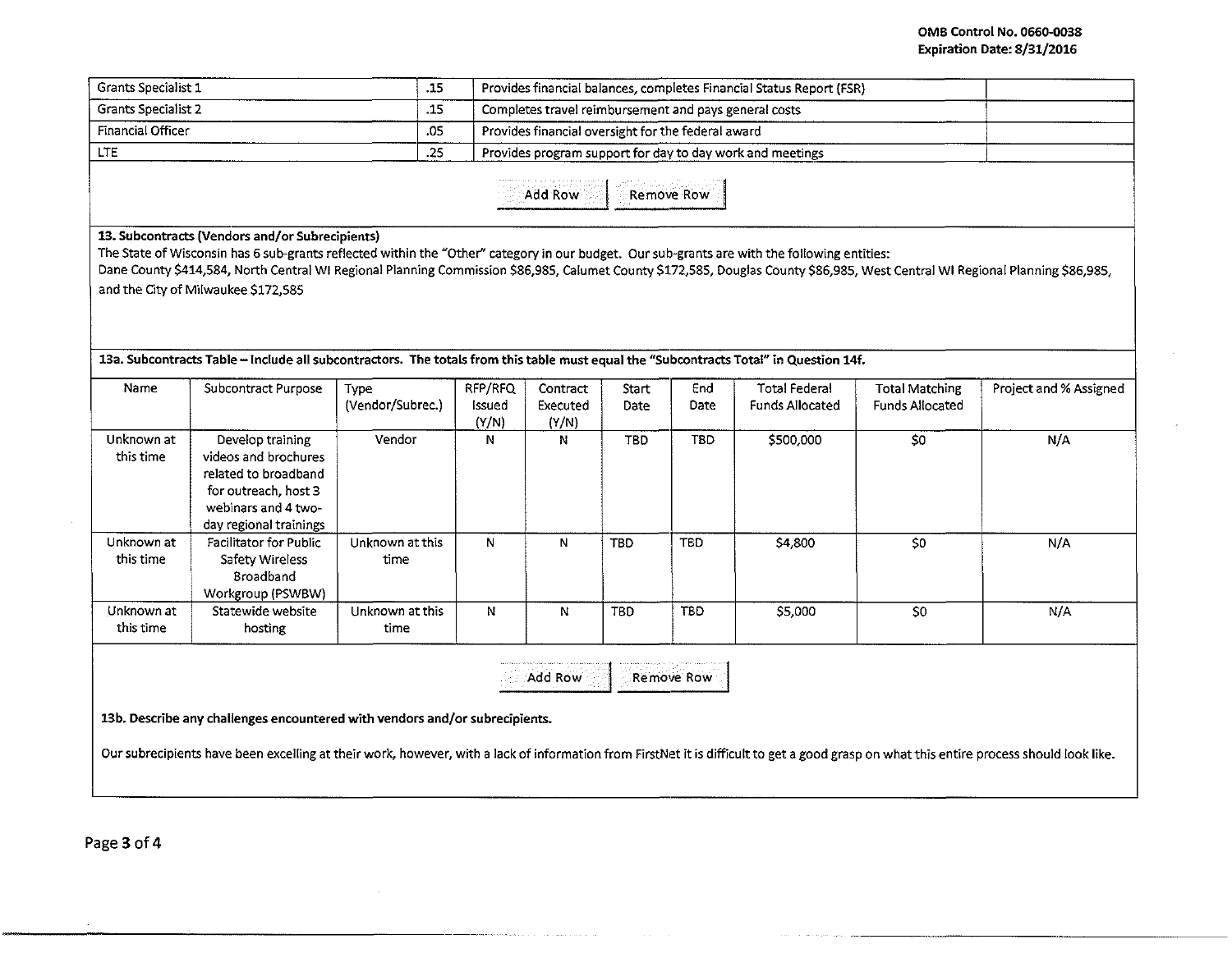| Grants Specialist 1 | .15 | Provides financial balances, completes Financial Status Report (FSR) | |
|---|---|---|---|
| Grants Specialist 2 | .15 | Completes travel reimbursement and pays general costs | |
| Financial Officer | .05 | Provides financial oversight for the federal award | |
| LTE | .25 | Provides program support for day to day work and meetings | |

Add Row | Remove Row

**13. Subcontracts (Vendors and/or Subrecipients)**

The State of Wisconsin has 6 sub-grants reflected within the "Other" category in our budget. Our sub-grants are with the following entities: Dane County $414,584, North Central WI Regional Planning Commission $86,985, Calumet County $172,585, Douglas County $86,985, West Central WI Regional Planning $86,985, and the City of Milwaukee $172,585

**13a. Subcontracts Table – Include all subcontractors. The totals from this table must equal the "Subcontracts Total" in Question 14f.**

| Name | Subcontract Purpose | Type (Vendor/Subrec.) | RFP/RFQ Issued (Y/N) | Contract Executed (Y/N) | Start Date | End Date | Total Federal Funds Allocated | Total Matching Funds Allocated | Project and % Assigned |
|---|---|---|---|---|---|---|---|---|---|
| Unknown at this time | Develop training videos and brochures related to broadband for outreach, host 3 webinars and 4 two-day regional trainings | Vendor | N | N | TBD | TBD | $500,000 | $0 | N/A |
| Unknown at this time | Facilitator for Public Safety Wireless Broadband Workgroup (PSWBW) | Unknown at this time | N | N | TBD | TBD | $4,800 | $0 | N/A |
| Unknown at this time | Statewide website hosting | Unknown at this time | N | N | TBD | TBD | $5,000 | $0 | N/A |

Add Row | Remove Row

**13b. Describe any challenges encountered with vendors and/or subrecipients.**

Our subrecipients have been excelling at their work, however, with a lack of information from FirstNet it is difficult to get a good grasp on what this entire process should look like.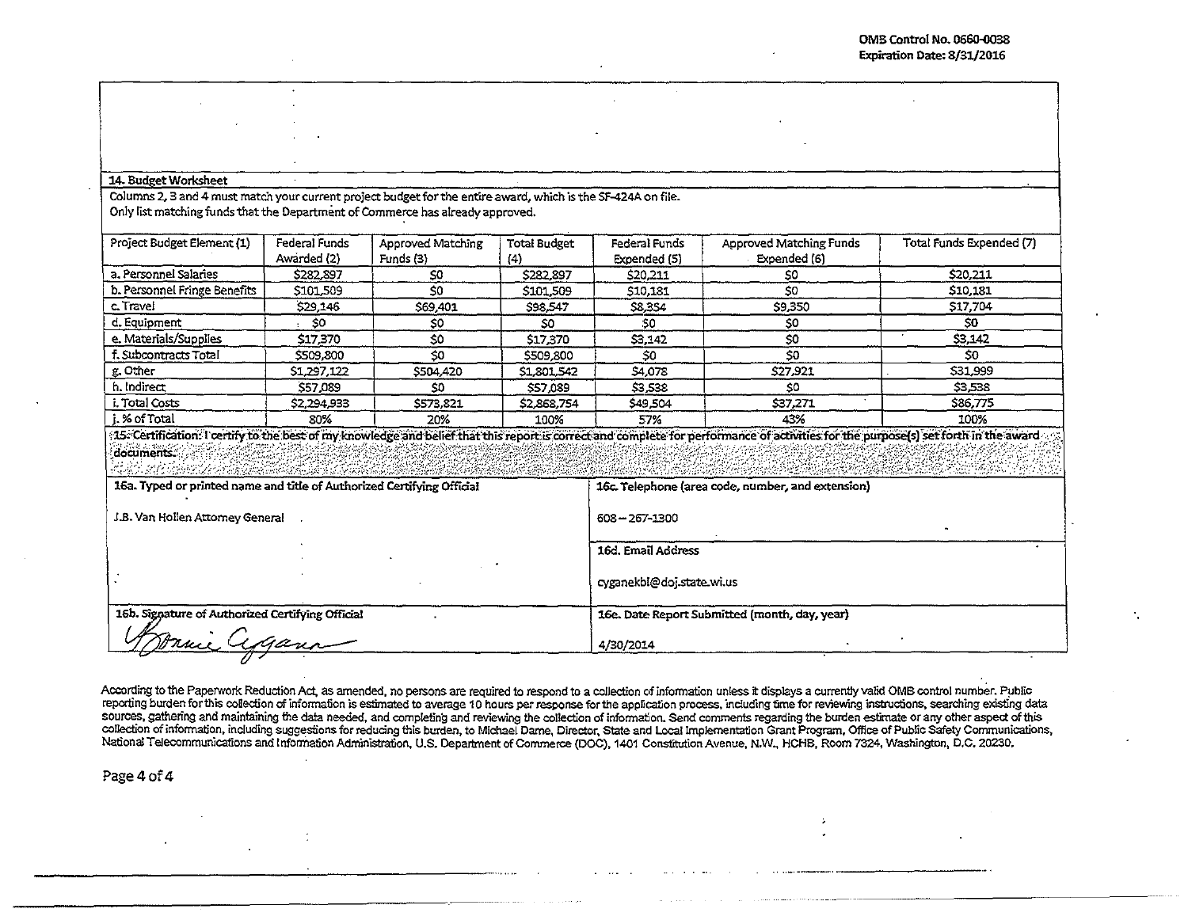OMB Control No. 0660-0038
Expiration Date: 8/31/2016

**14. Budget Worksheet**

Columns 2, 3 and 4 must match your current project budget for the entire award, which is the SF-424A on file.
Only list matching funds that the Department of Commerce has already approved.

| Project Budget Element (1) | Federal Funds Awarded (2) | Approved Matching Funds (3) | Total Budget (4) | Federal Funds Expended (5) | Approved Matching Funds Expended (6) | Total Funds Expended (7) |
|---|---|---|---|---|---|---|
| a. Personnel Salaries | $282,897 | $0 | $282,897 | $20,211 | $0 | $20,211 |
| b. Personnel Fringe Benefits | $101,509 | $0 | $101,509 | $10,181 | $0 | $10,181 |
| c. Travel | $29,146 | $69,401 | $98,547 | $8,354 | $9,350 | $17,704 |
| d. Equipment | $0 | $0 | $0 | $0 | $0 | $0 |
| e. Materials/Supplies | $17,370 | $0 | $17,370 | $3,142 | $0 | $3,142 |
| f. Subcontracts Total | $509,800 | $0 | $509,800 | $0 | $0 | $0 |
| g. Other | $1,297,122 | $504,420 | $1,801,542 | $4,078 | $27,921 | $31,999 |
| h. Indirect | $57,089 | $0 | $57,089 | $3,538 | $0 | $3,538 |
| i. Total Costs | $2,294,933 | $573,821 | $2,868,754 | $49,504 | $37,271 | $86,775 |
| j. % of Total | 80% | 20% | 100% | 57% | 43% | 100% |

**15. Certification:** I certify to the best of my knowledge and belief that this report is correct and complete for performance of activities for the purpose(s) set forth in the award documents.

| | |
|---|---|
| **16a. Typed or printed name and title of Authorized Certifying Official**<br>J.B. Van Hollen Attorney General | **16c. Telephone (area code, number, and extension)**<br>608 – 267-1300 |
| | **16d. Email Address**<br>cyganekbl@doj.state.wi.us |
| **16b. Signature of Authorized Certifying Official**<br>Bonnie Cyganek | **16e. Date Report Submitted (month, day, year)**<br>4/30/2014 |

According to the Paperwork Reduction Act, as amended, no persons are required to respond to a collection of information unless it displays a currently valid OMB control number. Public reporting burden for this collection of information is estimated to average 10 hours per response for the application process, including time for reviewing instructions, searching existing data sources, gathering and maintaining the data needed, and completing and reviewing the collection of information. Send comments regarding the burden estimate or any other aspect of this collection of information, including suggestions for reducing this burden, to Michael Dame, Director, State and Local Implementation Grant Program, Office of Public Safety Communications, National Telecommunications and Information Administration, U.S. Department of Commerce (DOC), 1401 Constitution Avenue, N.W., HCHB, Room 7324, Washington, D.C. 20230.